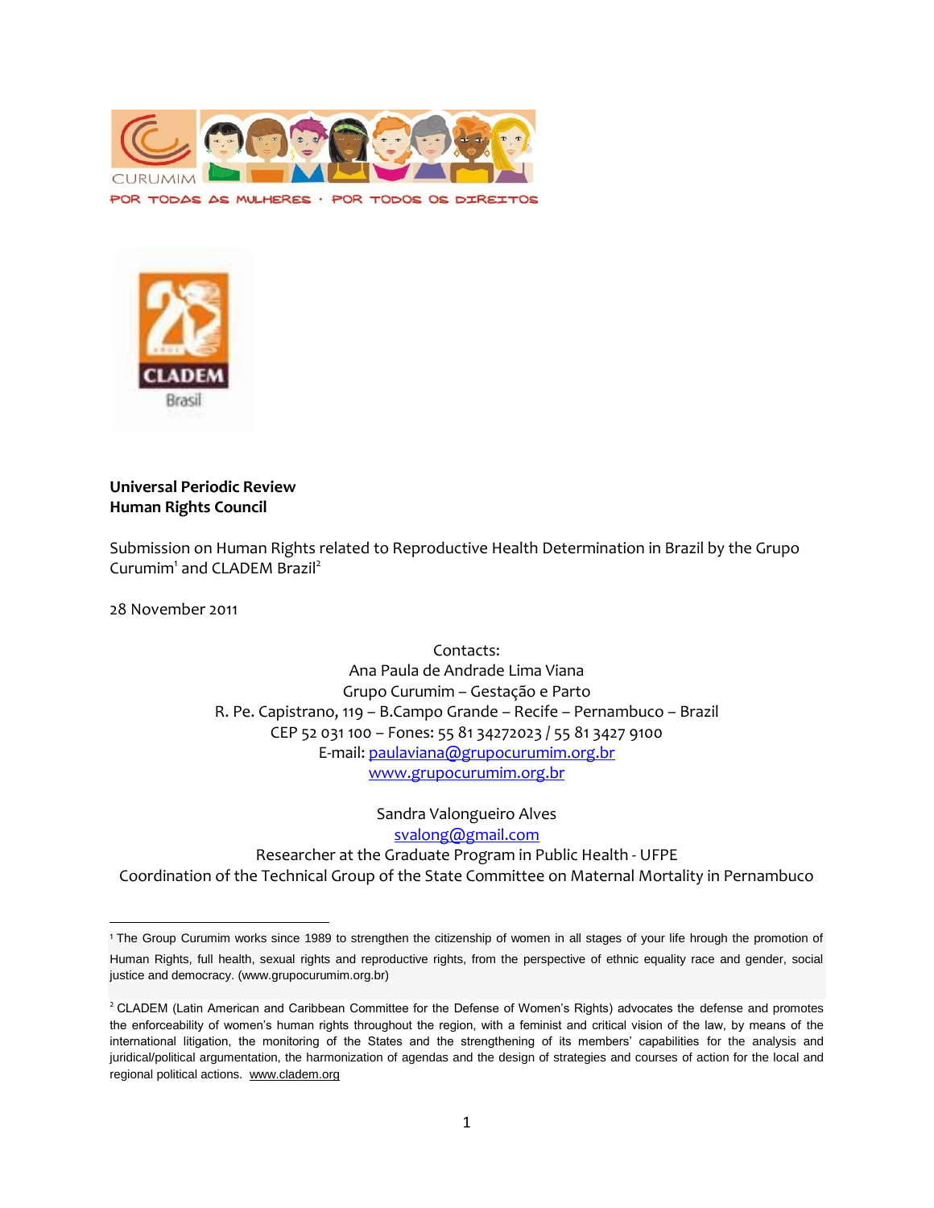CURUMIM

POR TODAS AS MULHERES · POR TODOS OS DIREITOS

CLADEM Brasil

**Universal Periodic Review**
**Human Rights Council**

Submission on Human Rights related to Reproductive Health Determination in Brazil by the Grupo Curumim[1] and CLADEM Brazil[2]

28 November 2011

Contacts:
Ana Paula de Andrade Lima Viana
Grupo Curumim – Gestação e Parto
R. Pe. Capistrano, 119 – B.Campo Grande – Recife – Pernambuco – Brazil
CEP 52 031 100 – Fones: 55 81 34272023 / 55 81 3427 9100
E-mail: paulaviana@grupocurumim.org.br
www.grupocurumim.org.br

Sandra Valongueiro Alves
svalong@gmail.com
Researcher at the Graduate Program in Public Health - UFPE
Coordination of the Technical Group of the State Committee on Maternal Mortality in Pernambuco

---

[1] The Group Curumim works since 1989 to strengthen the citizenship of women in all stages of your life hrough the promotion of Human Rights, full health, sexual rights and reproductive rights, from the perspective of ethnic equality race and gender, social justice and democracy. (www.grupocurumim.org.br)

[2] CLADEM (Latin American and Caribbean Committee for the Defense of Women's Rights) advocates the defense and promotes the enforceability of women's human rights throughout the region, with a feminist and critical vision of the law, by means of the international litigation, the monitoring of the States and the strengthening of its members' capabilities for the analysis and juridical/political argumentation, the harmonization of agendas and the design of strategies and courses of action for the local and regional political actions. www.cladem.org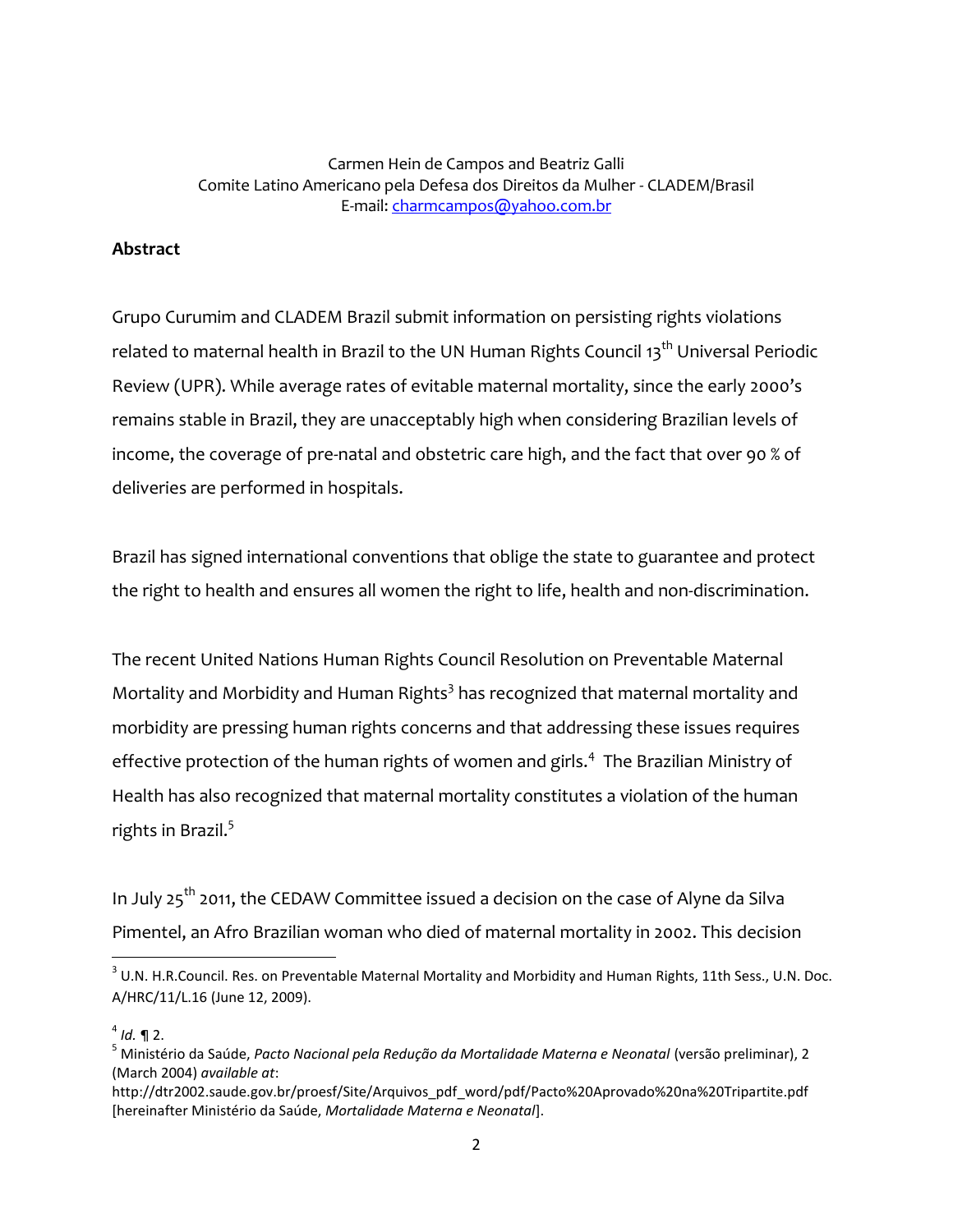Carmen Hein de Campos and Beatriz Galli
Comite Latino Americano pela Defesa dos Direitos da Mulher - CLADEM/Brasil
E-mail: charmcampos@yahoo.com.br

**Abstract**

Grupo Curumim and CLADEM Brazil submit information on persisting rights violations related to maternal health in Brazil to the UN Human Rights Council 13th Universal Periodic Review (UPR). While average rates of evitable maternal mortality, since the early 2000's remains stable in Brazil, they are unacceptably high when considering Brazilian levels of income, the coverage of pre-natal and obstetric care high, and the fact that over 90 % of deliveries are performed in hospitals.

Brazil has signed international conventions that oblige the state to guarantee and protect the right to health and ensures all women the right to life, health and non-discrimination.

The recent United Nations Human Rights Council Resolution on Preventable Maternal Mortality and Morbidity and Human Rights[3] has recognized that maternal mortality and morbidity are pressing human rights concerns and that addressing these issues requires effective protection of the human rights of women and girls.[4] The Brazilian Ministry of Health has also recognized that maternal mortality constitutes a violation of the human rights in Brazil.[5]

In July 25th 2011, the CEDAW Committee issued a decision on the case of Alyne da Silva Pimentel, an Afro Brazilian woman who died of maternal mortality in 2002. This decision

---

[3] U.N. H.R.Council. Res. on Preventable Maternal Mortality and Morbidity and Human Rights, 11th Sess., U.N. Doc. A/HRC/11/L.16 (June 12, 2009).

[4] *Id.* ¶ 2.

[5] Ministério da Saúde, *Pacto Nacional pela Redução da Mortalidade Materna e Neonatal* (versão preliminar), 2 (March 2004) *available at*: http://dtr2002.saude.gov.br/proesf/Site/Arquivos_pdf_word/pdf/Pacto%20Aprovado%20na%20Tripartite.pdf [hereinafter Ministério da Saúde, *Mortalidade Materna e Neonatal*].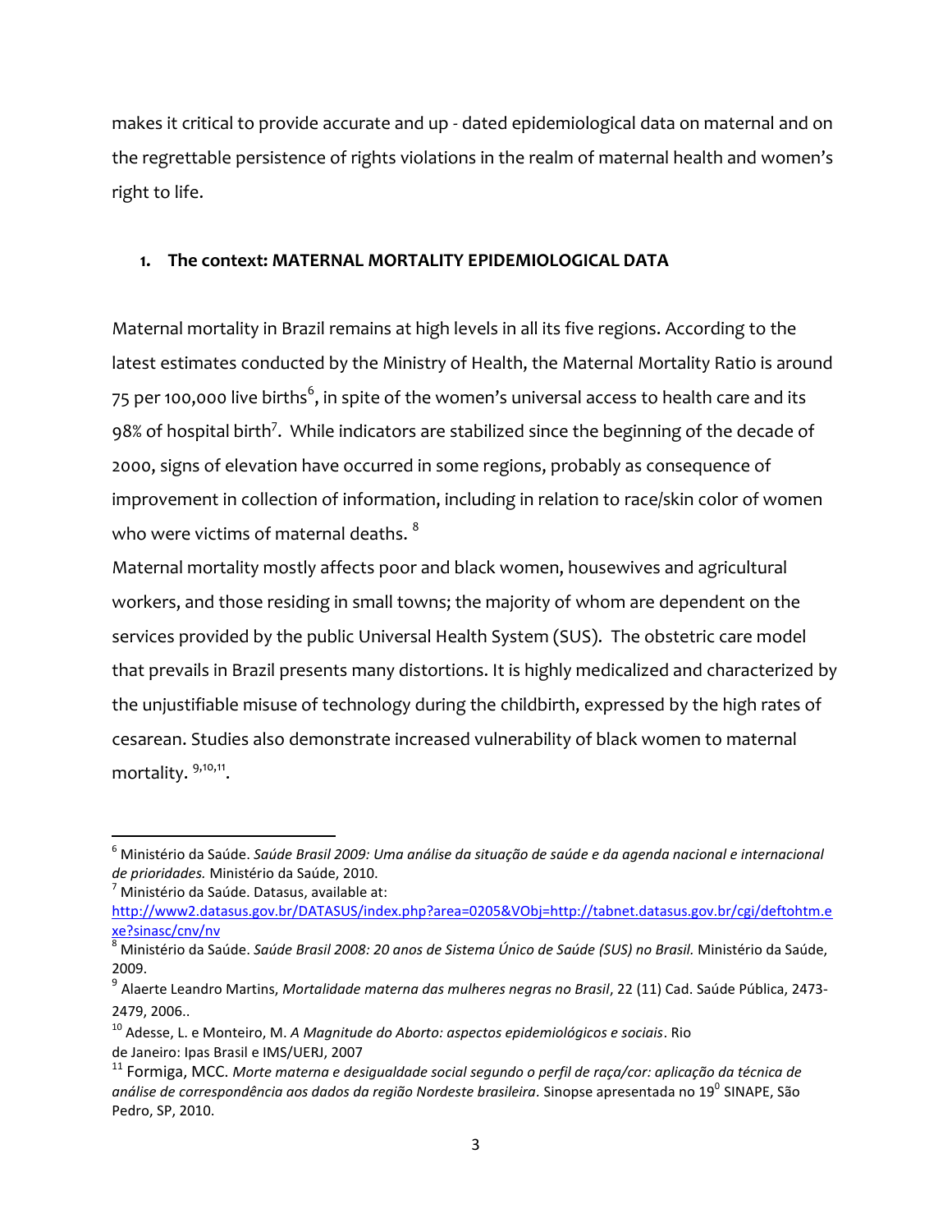makes it critical to provide accurate and up - dated epidemiological data on maternal and on the regrettable persistence of rights violations in the realm of maternal health and women's right to life.

1. **The context: MATERNAL MORTALITY EPIDEMIOLOGICAL DATA**

Maternal mortality in Brazil remains at high levels in all its five regions. According to the latest estimates conducted by the Ministry of Health, the Maternal Mortality Ratio is around 75 per 100,000 live births[6], in spite of the women's universal access to health care and its 98% of hospital birth[7]. While indicators are stabilized since the beginning of the decade of 2000, signs of elevation have occurred in some regions, probably as consequence of improvement in collection of information, including in relation to race/skin color of women who were victims of maternal deaths. [8]

Maternal mortality mostly affects poor and black women, housewives and agricultural workers, and those residing in small towns; the majority of whom are dependent on the services provided by the public Universal Health System (SUS). The obstetric care model that prevails in Brazil presents many distortions. It is highly medicalized and characterized by the unjustifiable misuse of technology during the childbirth, expressed by the high rates of cesarean. Studies also demonstrate increased vulnerability of black women to maternal mortality. [9,10,11].

---

[6] Ministério da Saúde. *Saúde Brasil 2009: Uma análise da situação de saúde e da agenda nacional e internacional de prioridades.* Ministério da Saúde, 2010.

[7] Ministério da Saúde. Datasus, available at: http://www2.datasus.gov.br/DATASUS/index.php?area=0205&VObj=http://tabnet.datasus.gov.br/cgi/deftohtm.exe?sinasc/cnv/nv

[8] Ministério da Saúde. *Saúde Brasil 2008: 20 anos de Sistema Único de Saúde (SUS) no Brasil.* Ministério da Saúde, 2009.

[9] Alaerte Leandro Martins, *Mortalidade materna das mulheres negras no Brasil*, 22 (11) Cad. Saúde Pública, 2473-2479, 2006..

[10] Adesse, L. e Monteiro, M. *A Magnitude do Aborto: aspectos epidemiológicos e sociais*. Rio de Janeiro: Ipas Brasil e IMS/UERJ, 2007

[11] Formiga, MCC. *Morte materna e desigualdade social segundo o perfil de raça/cor: aplicação da técnica de análise de correspondência aos dados da região Nordeste brasileira*. Sinopse apresentada no 19º SINAPE, São Pedro, SP, 2010.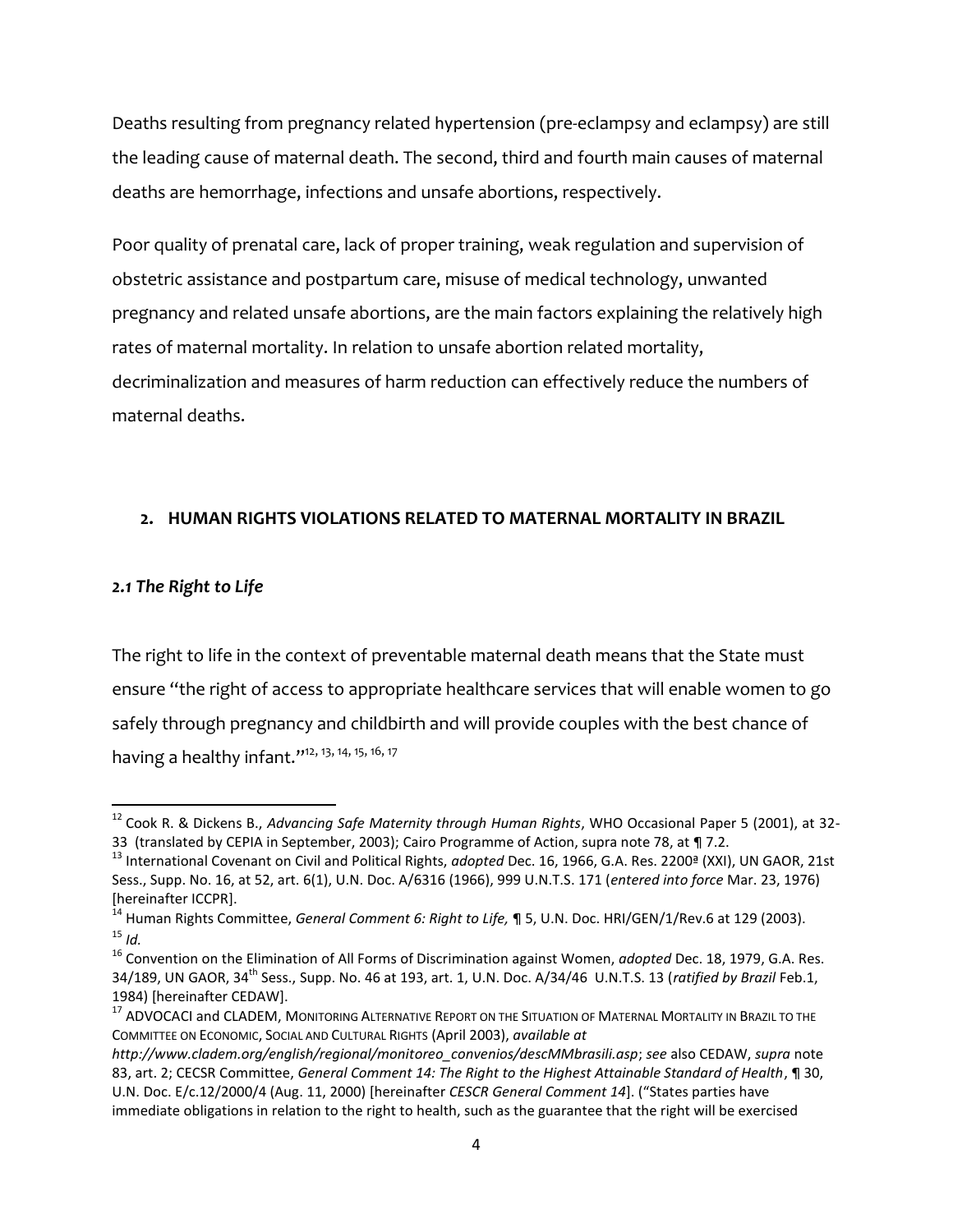Deaths resulting from pregnancy related hypertension (pre-eclampsy and eclampsy) are still the leading cause of maternal death. The second, third and fourth main causes of maternal deaths are hemorrhage, infections and unsafe abortions, respectively.

Poor quality of prenatal care, lack of proper training, weak regulation and supervision of obstetric assistance and postpartum care, misuse of medical technology, unwanted pregnancy and related unsafe abortions, are the main factors explaining the relatively high rates of maternal mortality. In relation to unsafe abortion related mortality, decriminalization and measures of harm reduction can effectively reduce the numbers of maternal deaths.

## 2. HUMAN RIGHTS VIOLATIONS RELATED TO MATERNAL MORTALITY IN BRAZIL

### *2.1 The Right to Life*

The right to life in the context of preventable maternal death means that the State must ensure "the right of access to appropriate healthcare services that will enable women to go safely through pregnancy and childbirth and will provide couples with the best chance of having a healthy infant."[12, 13, 14, 15, 16, 17]

---

[12] Cook R. & Dickens B., *Advancing Safe Maternity through Human Rights*, WHO Occasional Paper 5 (2001), at 32-33 (translated by CEPIA in September, 2003); Cairo Programme of Action, supra note 78, at ¶ 7.2.

[13] International Covenant on Civil and Political Rights, *adopted* Dec. 16, 1966, G.A. Res. 2200ª (XXI), UN GAOR, 21st Sess., Supp. No. 16, at 52, art. 6(1), U.N. Doc. A/6316 (1966), 999 U.N.T.S. 171 (*entered into force* Mar. 23, 1976) [hereinafter ICCPR].

[14] Human Rights Committee, *General Comment 6: Right to Life,* ¶ 5, U.N. Doc. HRI/GEN/1/Rev.6 at 129 (2003).

[15] *Id.*

[16] Convention on the Elimination of All Forms of Discrimination against Women, *adopted* Dec. 18, 1979, G.A. Res. 34/189, UN GAOR, 34th Sess., Supp. No. 46 at 193, art. 1, U.N. Doc. A/34/46 U.N.T.S. 13 (*ratified by Brazil* Feb.1, 1984) [hereinafter CEDAW].

[17] ADVOCACI and CLADEM, MONITORING ALTERNATIVE REPORT ON THE SITUATION OF MATERNAL MORTALITY IN BRAZIL TO THE COMMITTEE ON ECONOMIC, SOCIAL AND CULTURAL RIGHTS (April 2003), *available at http://www.cladem.org/english/regional/monitoreo_convenios/descMMbrasili.asp*; *see* also CEDAW, *supra* note 83, art. 2; CECSR Committee, *General Comment 14: The Right to the Highest Attainable Standard of Health*, ¶ 30, U.N. Doc. E/c.12/2000/4 (Aug. 11, 2000) [hereinafter *CESCR General Comment 14*]. ("States parties have immediate obligations in relation to the right to health, such as the guarantee that the right will be exercised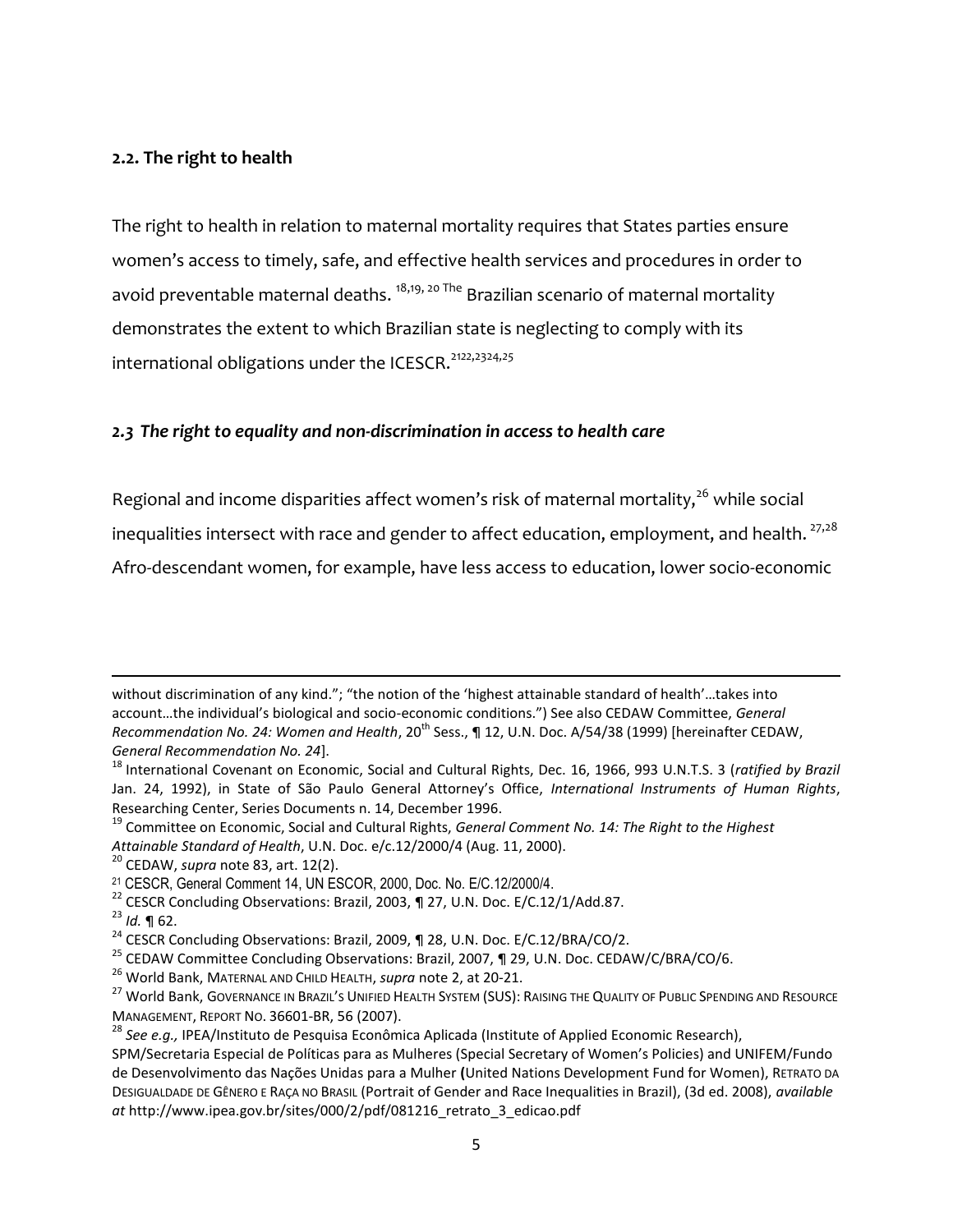### 2.2. The right to health

The right to health in relation to maternal mortality requires that States parties ensure women's access to timely, safe, and effective health services and procedures in order to avoid preventable maternal deaths. [18,19, 20] The Brazilian scenario of maternal mortality demonstrates the extent to which Brazilian state is neglecting to comply with its international obligations under the ICESCR.[21,22,23,24,25]

### *2.3 The right to equality and non-discrimination in access to health care*

Regional and income disparities affect women's risk of maternal mortality,[26] while social inequalities intersect with race and gender to affect education, employment, and health. [27,28] Afro-descendant women, for example, have less access to education, lower socio-economic

---

without discrimination of any kind."; "the notion of the 'highest attainable standard of health'…takes into account…the individual's biological and socio-economic conditions.") See also CEDAW Committee, *General Recommendation No. 24: Women and Health*, 20th Sess., ¶ 12, U.N. Doc. A/54/38 (1999) [hereinafter CEDAW, *General Recommendation No. 24*].

[18] International Covenant on Economic, Social and Cultural Rights, Dec. 16, 1966, 993 U.N.T.S. 3 (*ratified by Brazil* Jan. 24, 1992), in State of São Paulo General Attorney's Office, *International Instruments of Human Rights*, Researching Center, Series Documents n. 14, December 1996.

[19] Committee on Economic, Social and Cultural Rights, *General Comment No. 14: The Right to the Highest Attainable Standard of Health*, U.N. Doc. e/c.12/2000/4 (Aug. 11, 2000).

[20] CEDAW, *supra* note 83, art. 12(2).

[21] CESCR, General Comment 14, UN ESCOR, 2000, Doc. No. E/C.12/2000/4.

[22] CESCR Concluding Observations: Brazil, 2003, ¶ 27, U.N. Doc. E/C.12/1/Add.87.

[23] *Id.* ¶ 62.

[24] CESCR Concluding Observations: Brazil, 2009, ¶ 28, U.N. Doc. E/C.12/BRA/CO/2.

[25] CEDAW Committee Concluding Observations: Brazil, 2007, ¶ 29, U.N. Doc. CEDAW/C/BRA/CO/6.

[26] World Bank, MATERNAL AND CHILD HEALTH, *supra* note 2, at 20-21.

[27] World Bank, GOVERNANCE IN BRAZIL'S UNIFIED HEALTH SYSTEM (SUS): RAISING THE QUALITY OF PUBLIC SPENDING AND RESOURCE MANAGEMENT, REPORT NO. 36601-BR, 56 (2007).

[28] *See e.g.,* IPEA/Instituto de Pesquisa Econômica Aplicada (Institute of Applied Economic Research), SPM/Secretaria Especial de Políticas para as Mulheres (Special Secretary of Women's Policies) and UNIFEM/Fundo de Desenvolvimento das Nações Unidas para a Mulher (United Nations Development Fund for Women), RETRATO DA DESIGUALDADE DE GÊNERO E RAÇA NO BRASIL (Portrait of Gender and Race Inequalities in Brazil), (3d ed. 2008), *available at* http://www.ipea.gov.br/sites/000/2/pdf/081216_retrato_3_edicao.pdf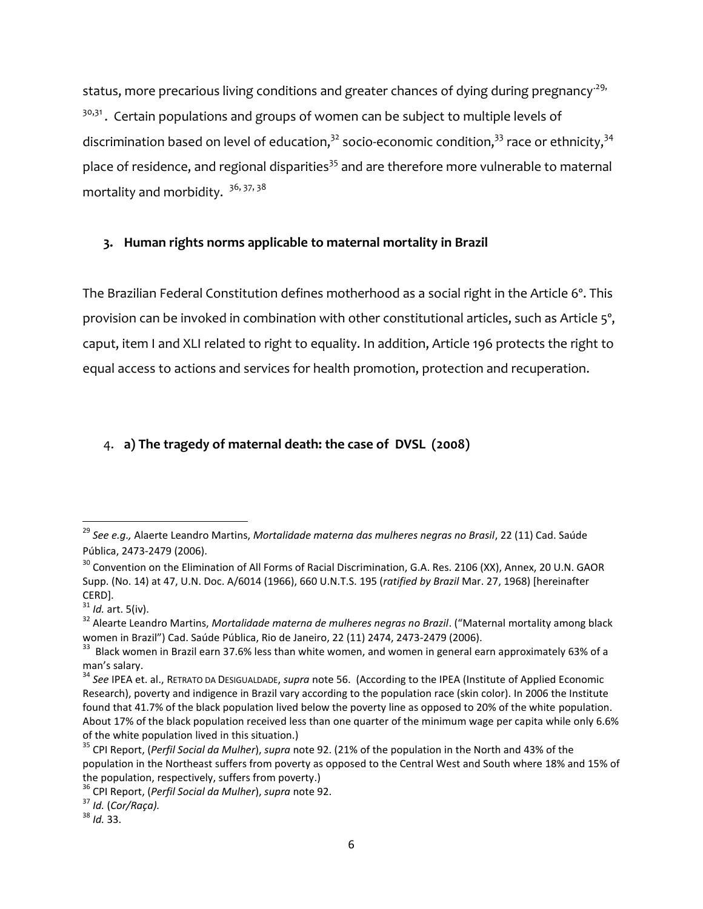status, more precarious living conditions and greater chances of dying during pregnancy[29,30,31]. Certain populations and groups of women can be subject to multiple levels of discrimination based on level of education,[32] socio-economic condition,[33] race or ethnicity,[34] place of residence, and regional disparities[35] and are therefore more vulnerable to maternal mortality and morbidity. [36, 37, 38]

### 3. Human rights norms applicable to maternal mortality in Brazil

The Brazilian Federal Constitution defines motherhood as a social right in the Article 6°. This provision can be invoked in combination with other constitutional articles, such as Article 5°, caput, item I and XLI related to right to equality. In addition, Article 196 protects the right to equal access to actions and services for health promotion, protection and recuperation.

### 4. a) The tragedy of maternal death: the case of DVSL (2008)

---

[29] *See e.g.,* Alaerte Leandro Martins, *Mortalidade materna das mulheres negras no Brasil*, 22 (11) Cad. Saúde Pública, 2473-2479 (2006).

[30] Convention on the Elimination of All Forms of Racial Discrimination, G.A. Res. 2106 (XX), Annex, 20 U.N. GAOR Supp. (No. 14) at 47, U.N. Doc. A/6014 (1966), 660 U.N.T.S. 195 (*ratified by Brazil* Mar. 27, 1968) [hereinafter CERD].

[31] *Id.* art. 5(iv).

[32] Alearte Leandro Martins, *Mortalidade materna de mulheres negras no Brazil*. ("Maternal mortality among black women in Brazil") Cad. Saúde Pública, Rio de Janeiro, 22 (11) 2474, 2473-2479 (2006).

[33] Black women in Brazil earn 37.6% less than white women, and women in general earn approximately 63% of a man's salary.

[34] *See* IPEA et. al., RETRATO DA DESIGUALDADE, *supra* note 56. (According to the IPEA (Institute of Applied Economic Research), poverty and indigence in Brazil vary according to the population race (skin color). In 2006 the Institute found that 41.7% of the black population lived below the poverty line as opposed to 20% of the white population. About 17% of the black population received less than one quarter of the minimum wage per capita while only 6.6% of the white population lived in this situation.)

[35] CPI Report, (*Perfil Social da Mulher*), *supra* note 92. (21% of the population in the North and 43% of the population in the Northeast suffers from poverty as opposed to the Central West and South where 18% and 15% of the population, respectively, suffers from poverty.)

[36] CPI Report, (*Perfil Social da Mulher*), *supra* note 92.

[37] *Id.* (*Cor/Raça).*

[38] *Id.* 33.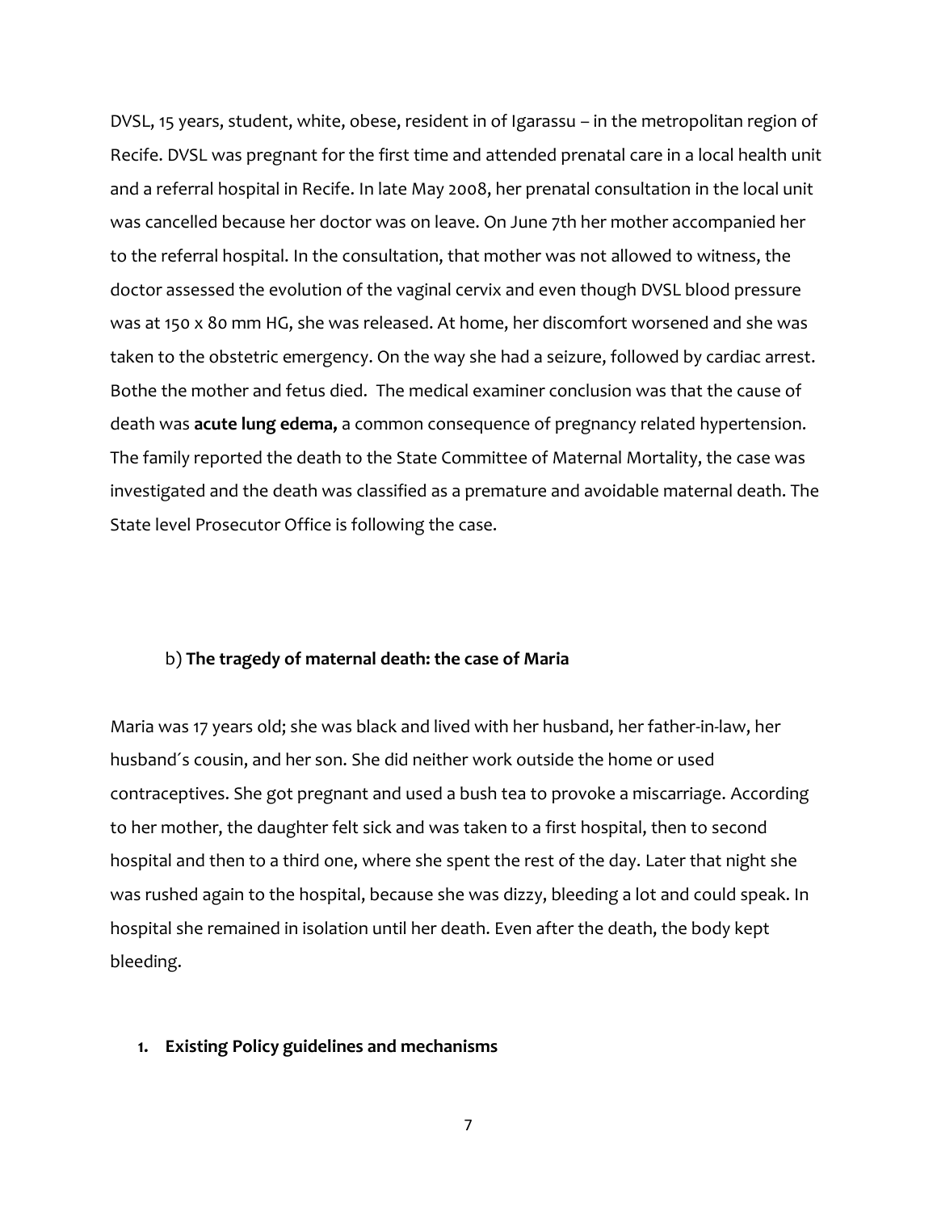DVSL, 15 years, student, white, obese, resident in of Igarassu – in the metropolitan region of Recife. DVSL was pregnant for the first time and attended prenatal care in a local health unit and a referral hospital in Recife. In late May 2008, her prenatal consultation in the local unit was cancelled because her doctor was on leave. On June 7th her mother accompanied her to the referral hospital. In the consultation, that mother was not allowed to witness, the doctor assessed the evolution of the vaginal cervix and even though DVSL blood pressure was at 150 x 80 mm HG, she was released. At home, her discomfort worsened and she was taken to the obstetric emergency. On the way she had a seizure, followed by cardiac arrest. Bothe the mother and fetus died. The medical examiner conclusion was that the cause of death was **acute lung edema,** a common consequence of pregnancy related hypertension. The family reported the death to the State Committee of Maternal Mortality, the case was investigated and the death was classified as a premature and avoidable maternal death. The State level Prosecutor Office is following the case.

b) **The tragedy of maternal death: the case of Maria**

Maria was 17 years old; she was black and lived with her husband, her father-in-law, her husband´s cousin, and her son. She did neither work outside the home or used contraceptives. She got pregnant and used a bush tea to provoke a miscarriage. According to her mother, the daughter felt sick and was taken to a first hospital, then to second hospital and then to a third one, where she spent the rest of the day. Later that night she was rushed again to the hospital, because she was dizzy, bleeding a lot and could speak. In hospital she remained in isolation until her death. Even after the death, the body kept bleeding.

1. **Existing Policy guidelines and mechanisms**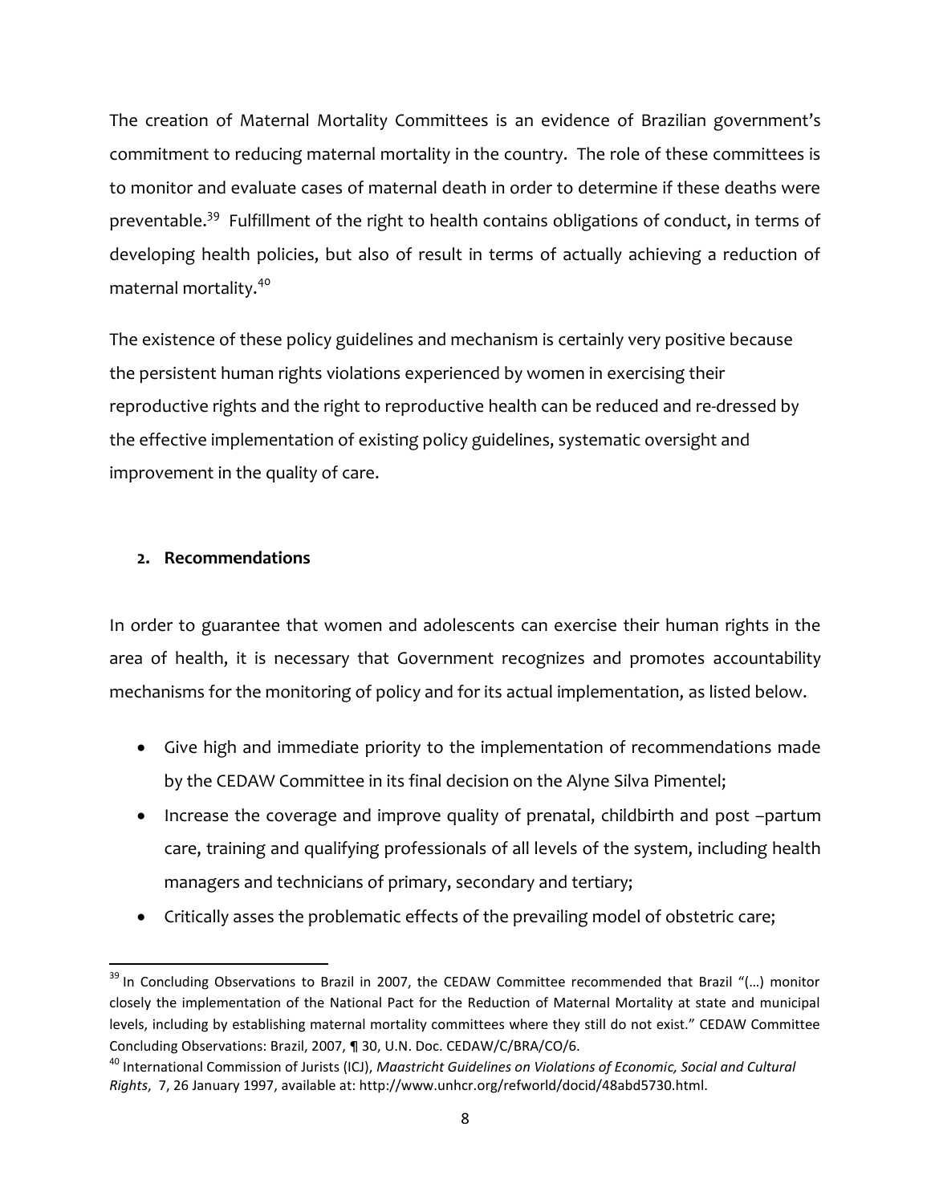The creation of Maternal Mortality Committees is an evidence of Brazilian government's commitment to reducing maternal mortality in the country. The role of these committees is to monitor and evaluate cases of maternal death in order to determine if these deaths were preventable.[39] Fulfillment of the right to health contains obligations of conduct, in terms of developing health policies, but also of result in terms of actually achieving a reduction of maternal mortality.[40]

The existence of these policy guidelines and mechanism is certainly very positive because the persistent human rights violations experienced by women in exercising their reproductive rights and the right to reproductive health can be reduced and re-dressed by the effective implementation of existing policy guidelines, systematic oversight and improvement in the quality of care.

## 2. Recommendations

In order to guarantee that women and adolescents can exercise their human rights in the area of health, it is necessary that Government recognizes and promotes accountability mechanisms for the monitoring of policy and for its actual implementation, as listed below.

- Give high and immediate priority to the implementation of recommendations made by the CEDAW Committee in its final decision on the Alyne Silva Pimentel;
- Increase the coverage and improve quality of prenatal, childbirth and post –partum care, training and qualifying professionals of all levels of the system, including health managers and technicians of primary, secondary and tertiary;
- Critically asses the problematic effects of the prevailing model of obstetric care;

---

[39] In Concluding Observations to Brazil in 2007, the CEDAW Committee recommended that Brazil "(…) monitor closely the implementation of the National Pact for the Reduction of Maternal Mortality at state and municipal levels, including by establishing maternal mortality committees where they still do not exist." CEDAW Committee Concluding Observations: Brazil, 2007, ¶ 30, U.N. Doc. CEDAW/C/BRA/CO/6.

[40] International Commission of Jurists (ICJ), *Maastricht Guidelines on Violations of Economic, Social and Cultural Rights*, 7, 26 January 1997, available at: http://www.unhcr.org/refworld/docid/48abd5730.html.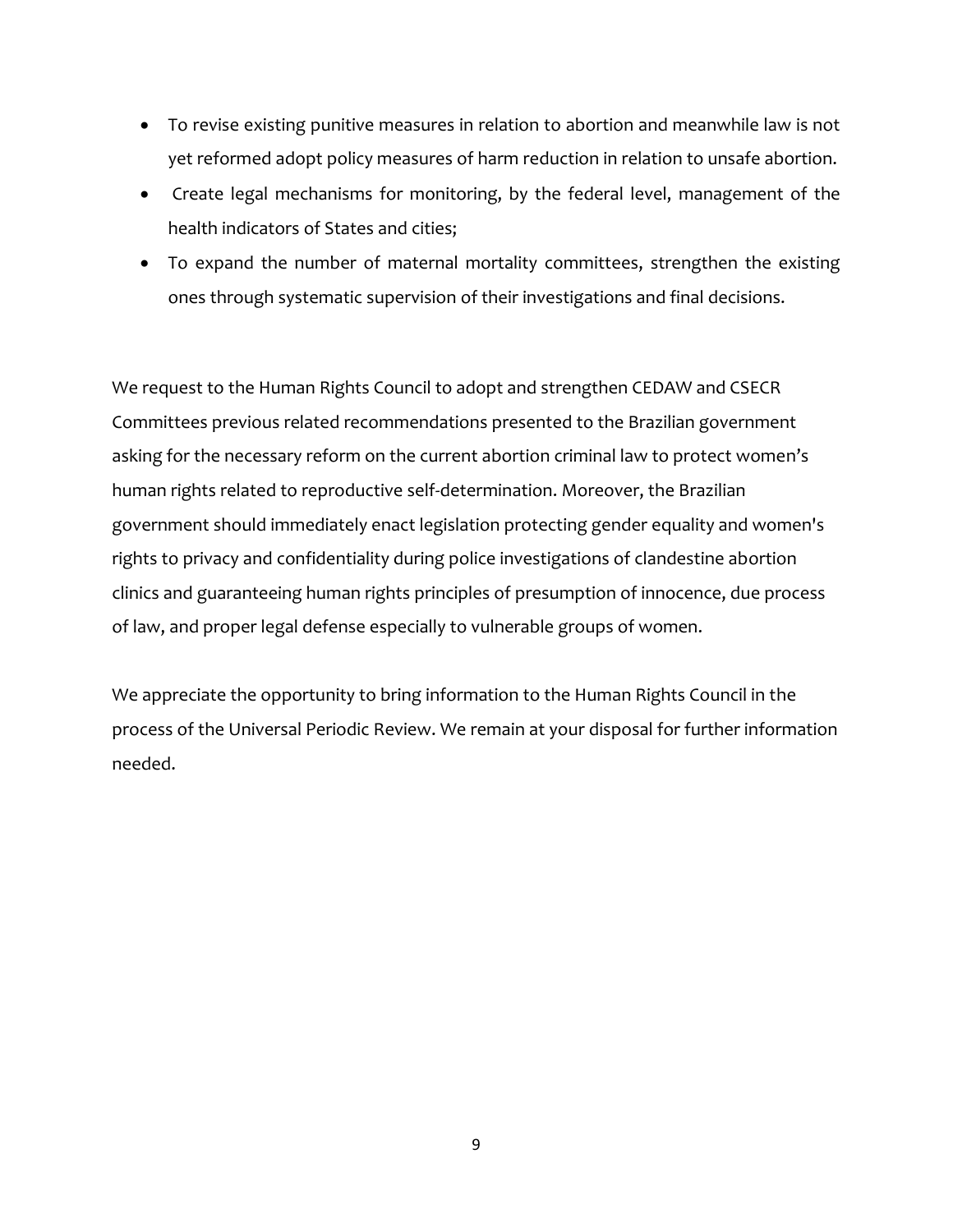- To revise existing punitive measures in relation to abortion and meanwhile law is not yet reformed adopt policy measures of harm reduction in relation to unsafe abortion.
- Create legal mechanisms for monitoring, by the federal level, management of the health indicators of States and cities;
- To expand the number of maternal mortality committees, strengthen the existing ones through systematic supervision of their investigations and final decisions.

We request to the Human Rights Council to adopt and strengthen CEDAW and CSECR Committees previous related recommendations presented to the Brazilian government asking for the necessary reform on the current abortion criminal law to protect women's human rights related to reproductive self-determination. Moreover, the Brazilian government should immediately enact legislation protecting gender equality and women's rights to privacy and confidentiality during police investigations of clandestine abortion clinics and guaranteeing human rights principles of presumption of innocence, due process of law, and proper legal defense especially to vulnerable groups of women.

We appreciate the opportunity to bring information to the Human Rights Council in the process of the Universal Periodic Review. We remain at your disposal for further information needed.